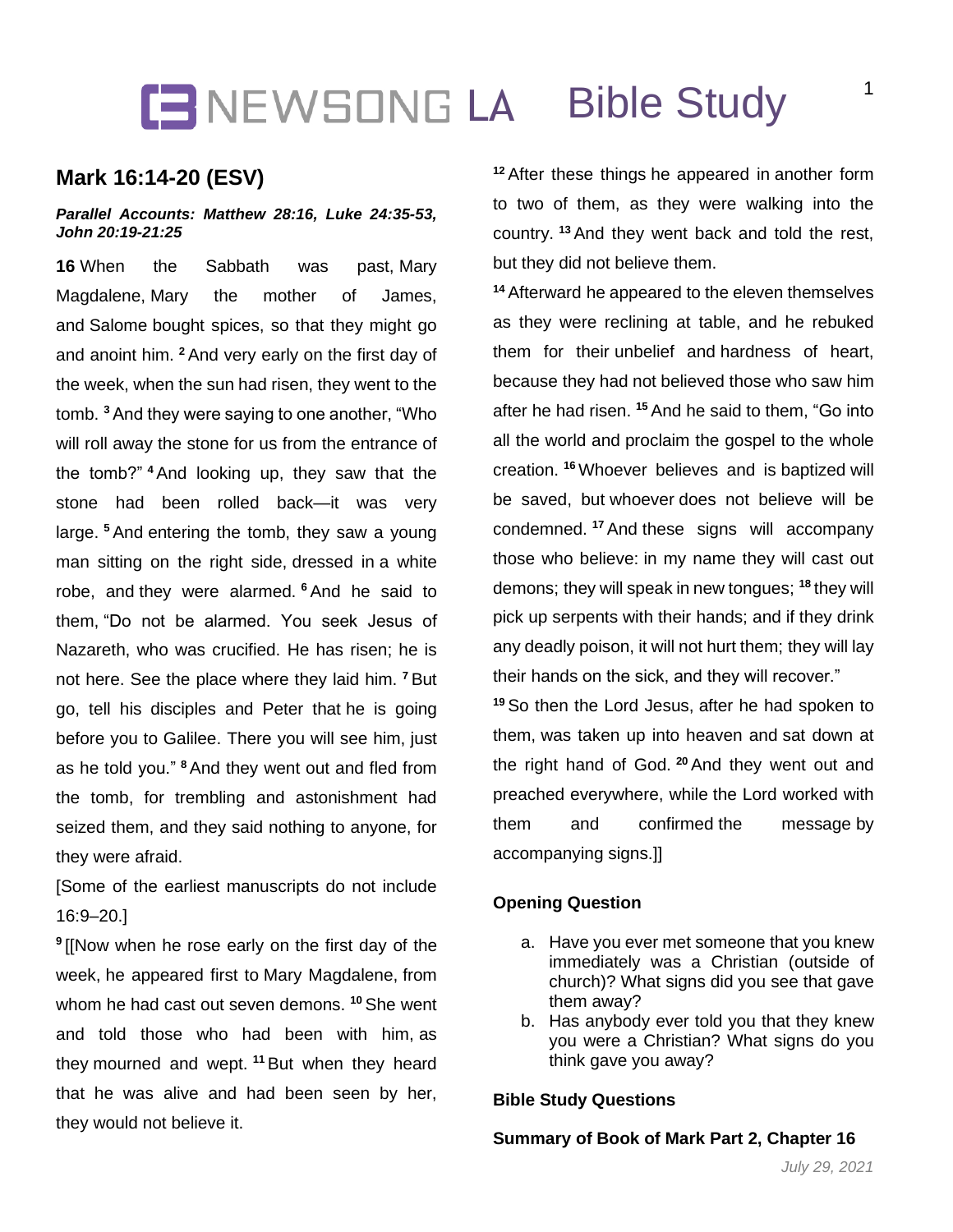# NEWSONG LA Bible Study

## Mark 16:14-20 (ESV)

***Parallel Accounts: Matthew 28:16, Luke 24:35-53, John 20:19-21:25***

**16** When the Sabbath was past, Mary Magdalene, Mary the mother of James, and Salome bought spices, so that they might go and anoint him. [2] And very early on the first day of the week, when the sun had risen, they went to the tomb. [3] And they were saying to one another, "Who will roll away the stone for us from the entrance of the tomb?" [4] And looking up, they saw that the stone had been rolled back—it was very large. [5] And entering the tomb, they saw a young man sitting on the right side, dressed in a white robe, and they were alarmed. [6] And he said to them, "Do not be alarmed. You seek Jesus of Nazareth, who was crucified. He has risen; he is not here. See the place where they laid him. [7] But go, tell his disciples and Peter that he is going before you to Galilee. There you will see him, just as he told you." [8] And they went out and fled from the tomb, for trembling and astonishment had seized them, and they said nothing to anyone, for they were afraid.

[Some of the earliest manuscripts do not include 16:9–20.]

[9] [[Now when he rose early on the first day of the week, he appeared first to Mary Magdalene, from whom he had cast out seven demons. [10] She went and told those who had been with him, as they mourned and wept. [11] But when they heard that he was alive and had been seen by her, they would not believe it.

[12] After these things he appeared in another form to two of them, as they were walking into the country. [13] And they went back and told the rest, but they did not believe them.

[14] Afterward he appeared to the eleven themselves as they were reclining at table, and he rebuked them for their unbelief and hardness of heart, because they had not believed those who saw him after he had risen. [15] And he said to them, "Go into all the world and proclaim the gospel to the whole creation. [16] Whoever believes and is baptized will be saved, but whoever does not believe will be condemned. [17] And these signs will accompany those who believe: in my name they will cast out demons; they will speak in new tongues; [18] they will pick up serpents with their hands; and if they drink any deadly poison, it will not hurt them; they will lay their hands on the sick, and they will recover."

[19] So then the Lord Jesus, after he had spoken to them, was taken up into heaven and sat down at the right hand of God. [20] And they went out and preached everywhere, while the Lord worked with them and confirmed the message by accompanying signs.]]

### Opening Question

a. Have you ever met someone that you knew immediately was a Christian (outside of church)? What signs did you see that gave them away?
b. Has anybody ever told you that they knew you were a Christian? What signs do you think gave you away?

### Bible Study Questions

**Summary of Book of Mark Part 2, Chapter 16**

*July 29, 2021*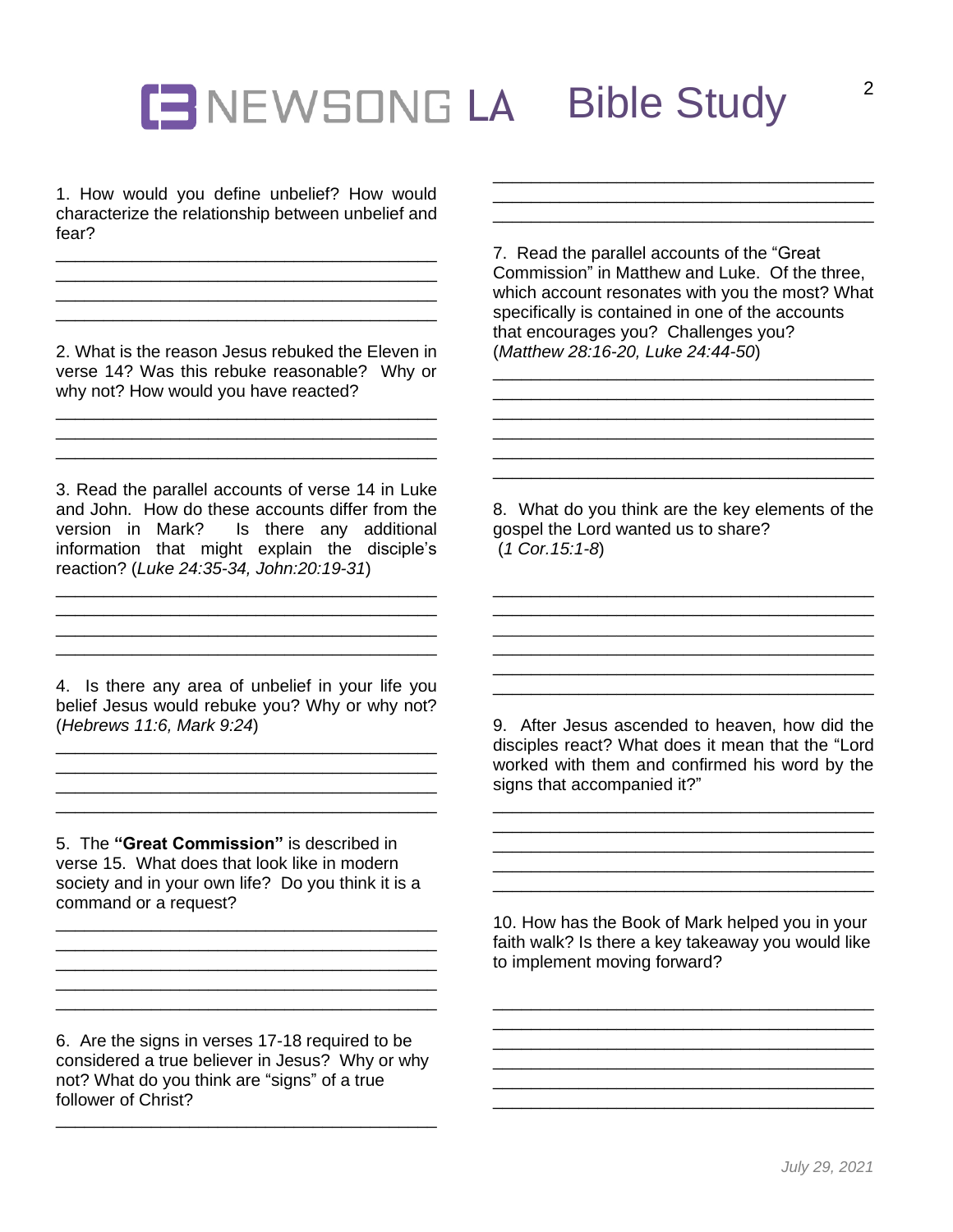# NEWSONG LA Bible Study

1. How would you define unbelief? How would characterize the relationship between unbelief and fear?

2. What is the reason Jesus rebuked the Eleven in verse 14? Was this rebuke reasonable? Why or why not? How would you have reacted?

3. Read the parallel accounts of verse 14 in Luke and John. How do these accounts differ from the version in Mark? Is there any additional information that might explain the disciple's reaction? (*Luke 24:35-34, John:20:19-31*)

4. Is there any area of unbelief in your life you belief Jesus would rebuke you? Why or why not? (*Hebrews 11:6, Mark 9:24*)

5. The **"Great Commission"** is described in verse 15. What does that look like in modern society and in your own life? Do you think it is a command or a request?

6. Are the signs in verses 17-18 required to be considered a true believer in Jesus? Why or why not? What do you think are "signs" of a true follower of Christ?

7. Read the parallel accounts of the "Great Commission" in Matthew and Luke. Of the three, which account resonates with you the most? What specifically is contained in one of the accounts that encourages you? Challenges you? (*Matthew 28:16-20, Luke 24:44-50*)

8. What do you think are the key elements of the gospel the Lord wanted us to share? (*1 Cor.15:1-8*)

9. After Jesus ascended to heaven, how did the disciples react? What does it mean that the "Lord worked with them and confirmed his word by the signs that accompanied it?"

10. How has the Book of Mark helped you in your faith walk? Is there a key takeaway you would like to implement moving forward?

*July 29, 2021*